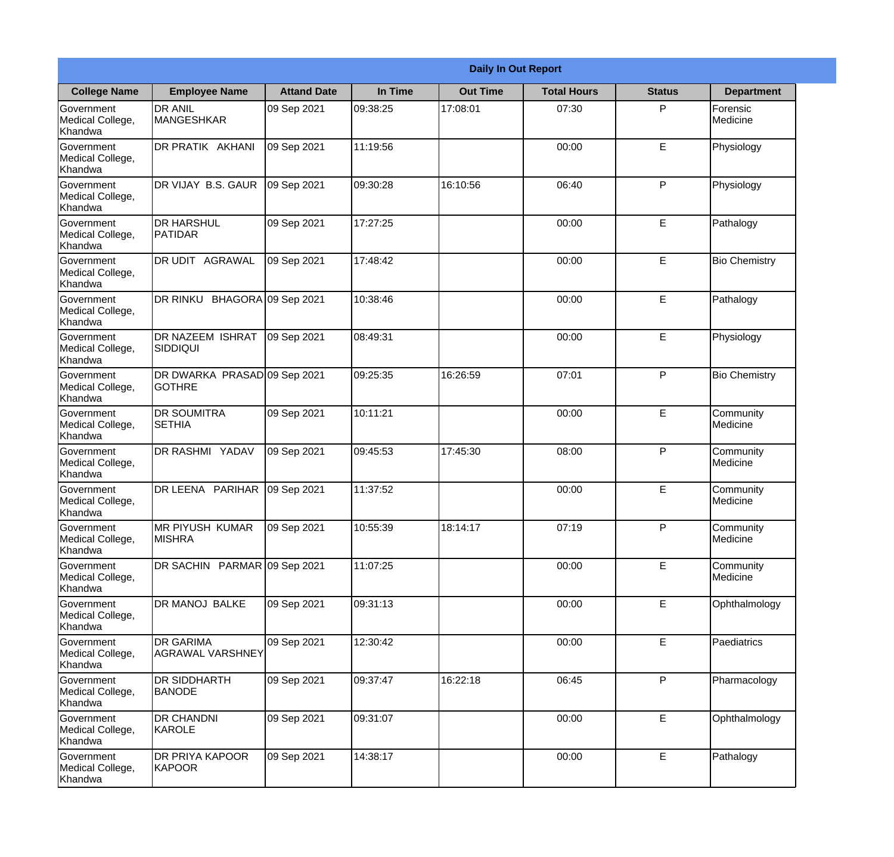| Daily In Out Report | | | | | | | |
|---|---|---|---|---|---|---|---|
| **College Name** | **Employee Name** | **Attand Date** | **In Time** | **Out Time** | **Total Hours** | **Status** | **Department** |
| Government Medical College, Khandwa | DR ANIL MANGESHKAR | 09 Sep 2021 | 09:38:25 | 17:08:01 | 07:30 | P | Forensic Medicine |
| Government Medical College, Khandwa | DR PRATIK AKHANI | 09 Sep 2021 | 11:19:56 | | 00:00 | E | Physiology |
| Government Medical College, Khandwa | DR VIJAY B.S. GAUR | 09 Sep 2021 | 09:30:28 | 16:10:56 | 06:40 | P | Physiology |
| Government Medical College, Khandwa | DR HARSHUL PATIDAR | 09 Sep 2021 | 17:27:25 | | 00:00 | E | Pathalogy |
| Government Medical College, Khandwa | DR UDIT AGRAWAL | 09 Sep 2021 | 17:48:42 | | 00:00 | E | Bio Chemistry |
| Government Medical College, Khandwa | DR RINKU BHAGORA | 09 Sep 2021 | 10:38:46 | | 00:00 | E | Pathalogy |
| Government Medical College, Khandwa | DR NAZEEM ISHRAT SIDDIQUI | 09 Sep 2021 | 08:49:31 | | 00:00 | E | Physiology |
| Government Medical College, Khandwa | DR DWARKA PRASAD GOTHRE | 09 Sep 2021 | 09:25:35 | 16:26:59 | 07:01 | P | Bio Chemistry |
| Government Medical College, Khandwa | DR SOUMITRA SETHIA | 09 Sep 2021 | 10:11:21 | | 00:00 | E | Community Medicine |
| Government Medical College, Khandwa | DR RASHMI YADAV | 09 Sep 2021 | 09:45:53 | 17:45:30 | 08:00 | P | Community Medicine |
| Government Medical College, Khandwa | DR LEENA PARIHAR | 09 Sep 2021 | 11:37:52 | | 00:00 | E | Community Medicine |
| Government Medical College, Khandwa | MR PIYUSH KUMAR MISHRA | 09 Sep 2021 | 10:55:39 | 18:14:17 | 07:19 | P | Community Medicine |
| Government Medical College, Khandwa | DR SACHIN PARMAR | 09 Sep 2021 | 11:07:25 | | 00:00 | E | Community Medicine |
| Government Medical College, Khandwa | DR MANOJ BALKE | 09 Sep 2021 | 09:31:13 | | 00:00 | E | Ophthalmology |
| Government Medical College, Khandwa | DR GARIMA AGRAWAL VARSHNEY | 09 Sep 2021 | 12:30:42 | | 00:00 | E | Paediatrics |
| Government Medical College, Khandwa | DR SIDDHARTH BANODE | 09 Sep 2021 | 09:37:47 | 16:22:18 | 06:45 | P | Pharmacology |
| Government Medical College, Khandwa | DR CHANDNI KAROLE | 09 Sep 2021 | 09:31:07 | | 00:00 | E | Ophthalmology |
| Government Medical College, Khandwa | DR PRIYA KAPOOR KAPOOR | 09 Sep 2021 | 14:38:17 | | 00:00 | E | Pathalogy |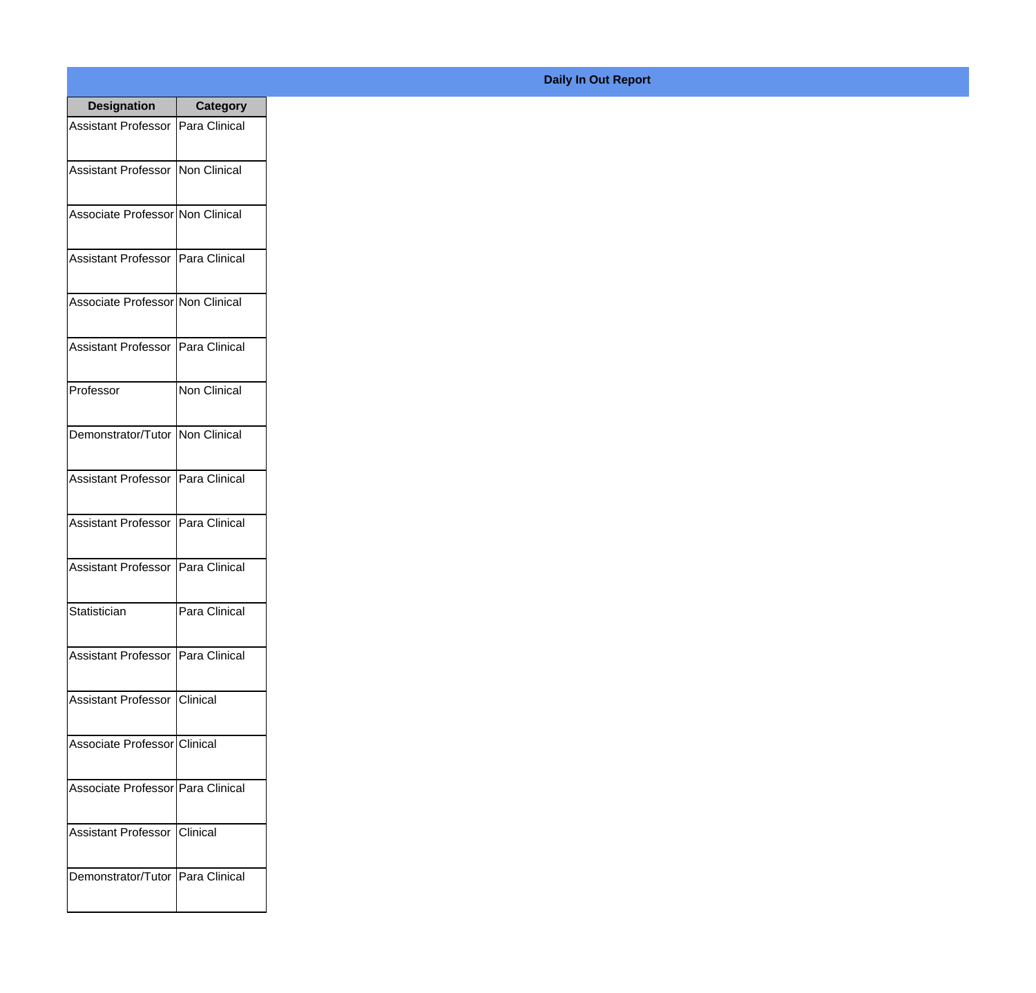**Daily In Out Report**

| Designation | Category |
|---|---|
| Assistant Professor | Para Clinical |
| Assistant Professor | Non Clinical |
| Associate Professor | Non Clinical |
| Assistant Professor | Para Clinical |
| Associate Professor | Non Clinical |
| Assistant Professor | Para Clinical |
| Professor | Non Clinical |
| Demonstrator/Tutor | Non Clinical |
| Assistant Professor | Para Clinical |
| Assistant Professor | Para Clinical |
| Assistant Professor | Para Clinical |
| Statistician | Para Clinical |
| Assistant Professor | Para Clinical |
| Assistant Professor | Clinical |
| Associate Professor | Clinical |
| Associate Professor | Para Clinical |
| Assistant Professor | Clinical |
| Demonstrator/Tutor | Para Clinical |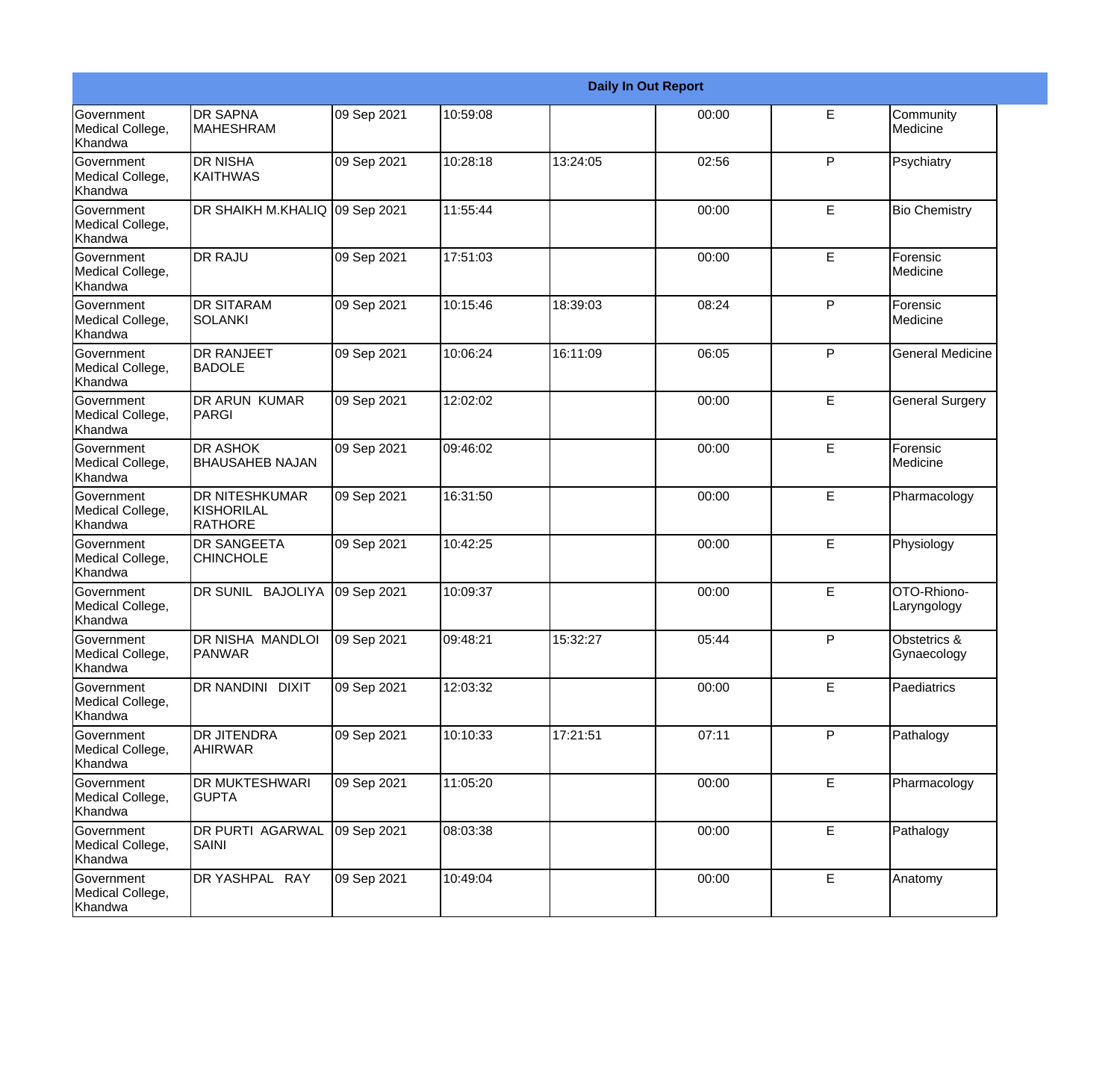| Daily In Out Report | | | | | | | |
|---|---|---|---|---|---|---|---|
| Government Medical College, Khandwa | DR SAPNA MAHESHRAM | 09 Sep 2021 | 10:59:08 | | 00:00 | E | Community Medicine |
| Government Medical College, Khandwa | DR NISHA KAITHWAS | 09 Sep 2021 | 10:28:18 | 13:24:05 | 02:56 | P | Psychiatry |
| Government Medical College, Khandwa | DR SHAIKH M.KHALIQ | 09 Sep 2021 | 11:55:44 | | 00:00 | E | Bio Chemistry |
| Government Medical College, Khandwa | DR RAJU | 09 Sep 2021 | 17:51:03 | | 00:00 | E | Forensic Medicine |
| Government Medical College, Khandwa | DR SITARAM SOLANKI | 09 Sep 2021 | 10:15:46 | 18:39:03 | 08:24 | P | Forensic Medicine |
| Government Medical College, Khandwa | DR RANJEET BADOLE | 09 Sep 2021 | 10:06:24 | 16:11:09 | 06:05 | P | General Medicine |
| Government Medical College, Khandwa | DR ARUN KUMAR PARGI | 09 Sep 2021 | 12:02:02 | | 00:00 | E | General Surgery |
| Government Medical College, Khandwa | DR ASHOK BHAUSAHEB NAJAN | 09 Sep 2021 | 09:46:02 | | 00:00 | E | Forensic Medicine |
| Government Medical College, Khandwa | DR NITESHKUMAR KISHORILAL RATHORE | 09 Sep 2021 | 16:31:50 | | 00:00 | E | Pharmacology |
| Government Medical College, Khandwa | DR SANGEETA CHINCHOLE | 09 Sep 2021 | 10:42:25 | | 00:00 | E | Physiology |
| Government Medical College, Khandwa | DR SUNIL BAJOLIYA | 09 Sep 2021 | 10:09:37 | | 00:00 | E | OTO-Rhiono-Laryngology |
| Government Medical College, Khandwa | DR NISHA MANDLOI PANWAR | 09 Sep 2021 | 09:48:21 | 15:32:27 | 05:44 | P | Obstetrics & Gynaecology |
| Government Medical College, Khandwa | DR NANDINI DIXIT | 09 Sep 2021 | 12:03:32 | | 00:00 | E | Paediatrics |
| Government Medical College, Khandwa | DR JITENDRA AHIRWAR | 09 Sep 2021 | 10:10:33 | 17:21:51 | 07:11 | P | Pathalogy |
| Government Medical College, Khandwa | DR MUKTESHWARI GUPTA | 09 Sep 2021 | 11:05:20 | | 00:00 | E | Pharmacology |
| Government Medical College, Khandwa | DR PURTI AGARWAL SAINI | 09 Sep 2021 | 08:03:38 | | 00:00 | E | Pathalogy |
| Government Medical College, Khandwa | DR YASHPAL RAY | 09 Sep 2021 | 10:49:04 | | 00:00 | E | Anatomy |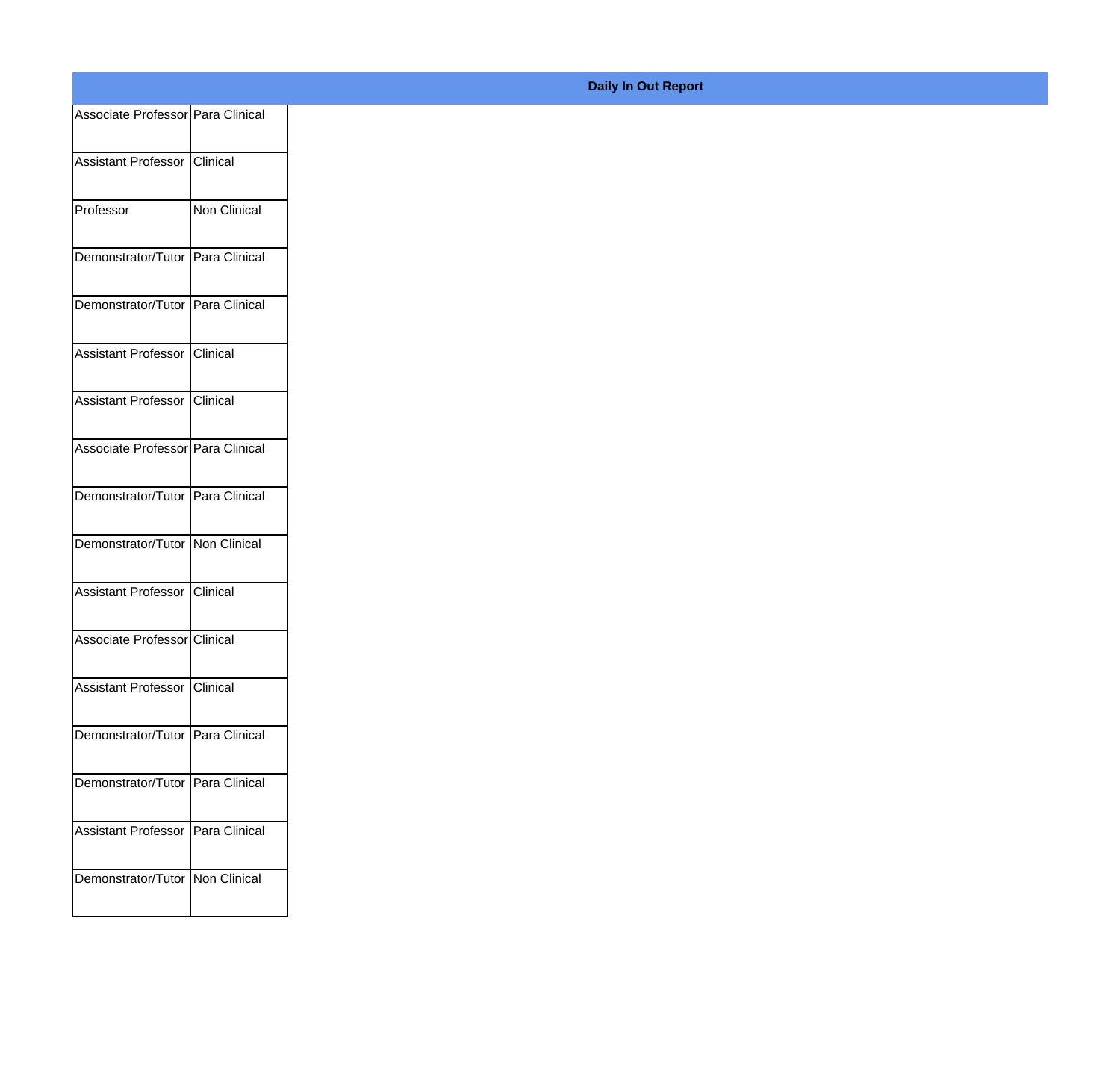**Daily In Out Report**

| | |
|---|---|
| Associate Professor | Para Clinical |
| Assistant Professor | Clinical |
| Professor | Non Clinical |
| Demonstrator/Tutor | Para Clinical |
| Demonstrator/Tutor | Para Clinical |
| Assistant Professor | Clinical |
| Assistant Professor | Clinical |
| Associate Professor | Para Clinical |
| Demonstrator/Tutor | Para Clinical |
| Demonstrator/Tutor | Non Clinical |
| Assistant Professor | Clinical |
| Associate Professor | Clinical |
| Assistant Professor | Clinical |
| Demonstrator/Tutor | Para Clinical |
| Demonstrator/Tutor | Para Clinical |
| Assistant Professor | Para Clinical |
| Demonstrator/Tutor | Non Clinical |